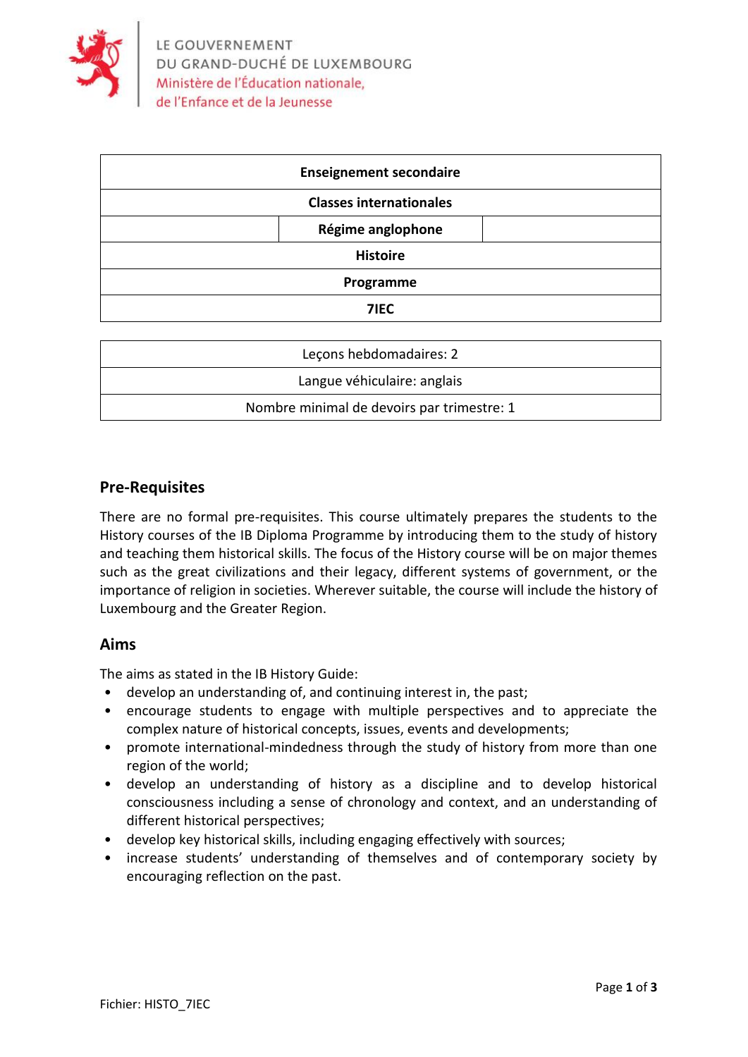LE GOUVERNEMENT
DU GRAND-DUCHÉ DE LUXEMBOURG
Ministère de l'Éducation nationale,
de l'Enfance et de la Jeunesse

| Enseignement secondaire |
|---|
| Classes internationales |
| Régime anglophone |
| Histoire |
| Programme |
| 7IEC |

| Leçons hebdomadaires: 2 |
|---|
| Langue véhiculaire: anglais |
| Nombre minimal de devoirs par trimestre: 1 |

## Pre-Requisites

There are no formal pre-requisites. This course ultimately prepares the students to the History courses of the IB Diploma Programme by introducing them to the study of history and teaching them historical skills. The focus of the History course will be on major themes such as the great civilizations and their legacy, different systems of government, or the importance of religion in societies. Wherever suitable, the course will include the history of Luxembourg and the Greater Region.

## Aims

The aims as stated in the IB History Guide:

- develop an understanding of, and continuing interest in, the past;
- encourage students to engage with multiple perspectives and to appreciate the complex nature of historical concepts, issues, events and developments;
- promote international-mindedness through the study of history from more than one region of the world;
- develop an understanding of history as a discipline and to develop historical consciousness including a sense of chronology and context, and an understanding of different historical perspectives;
- develop key historical skills, including engaging effectively with sources;
- increase students' understanding of themselves and of contemporary society by encouraging reflection on the past.

Fichier: HISTO_7IEC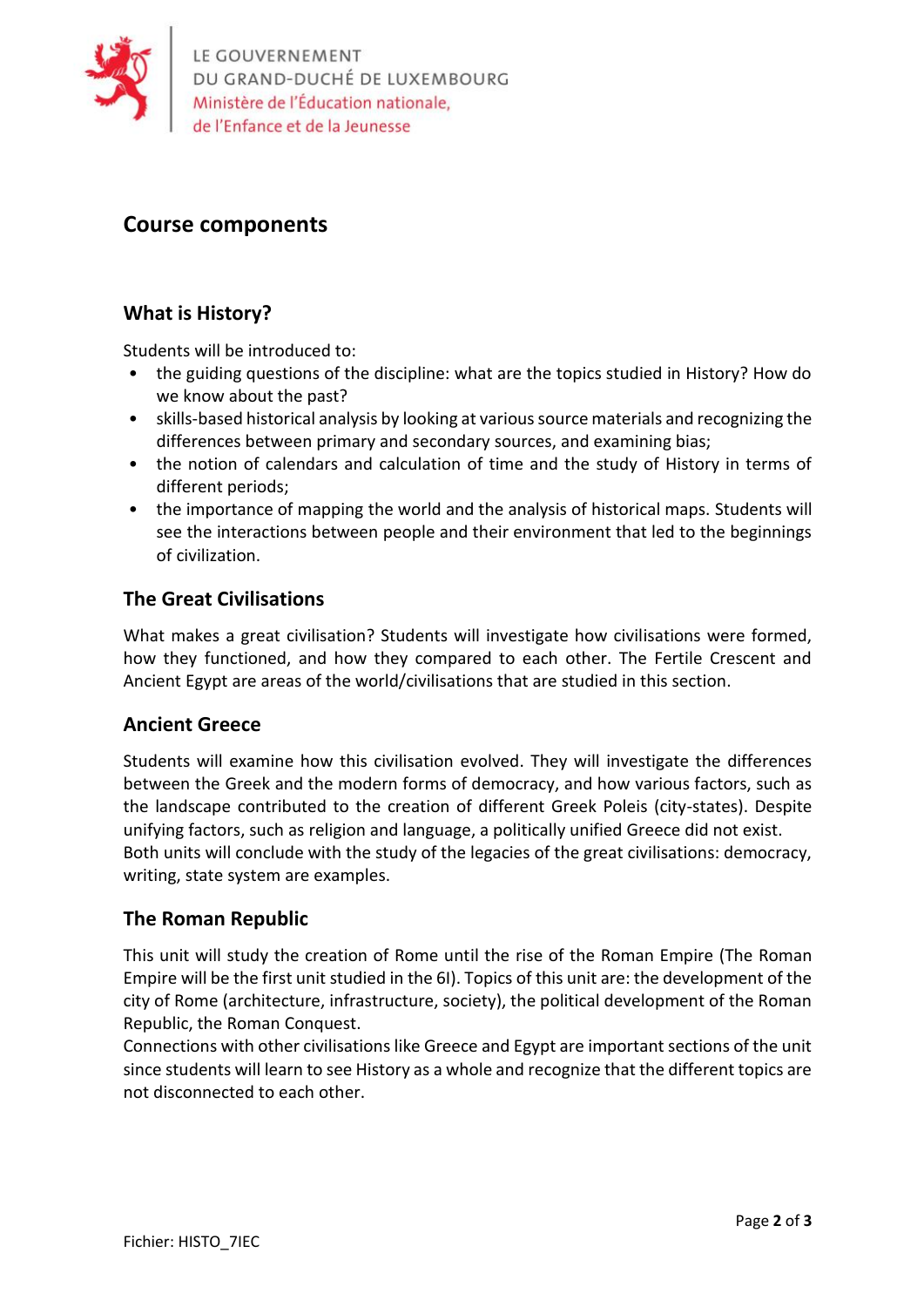## Course components

### What is History?

Students will be introduced to:

- the guiding questions of the discipline: what are the topics studied in History? How do we know about the past?
- skills-based historical analysis by looking at various source materials and recognizing the differences between primary and secondary sources, and examining bias;
- the notion of calendars and calculation of time and the study of History in terms of different periods;
- the importance of mapping the world and the analysis of historical maps. Students will see the interactions between people and their environment that led to the beginnings of civilization.

### The Great Civilisations

What makes a great civilisation? Students will investigate how civilisations were formed, how they functioned, and how they compared to each other. The Fertile Crescent and Ancient Egypt are areas of the world/civilisations that are studied in this section.

### Ancient Greece

Students will examine how this civilisation evolved. They will investigate the differences between the Greek and the modern forms of democracy, and how various factors, such as the landscape contributed to the creation of different Greek Poleis (city-states). Despite unifying factors, such as religion and language, a politically unified Greece did not exist.
Both units will conclude with the study of the legacies of the great civilisations: democracy, writing, state system are examples.

### The Roman Republic

This unit will study the creation of Rome until the rise of the Roman Empire (The Roman Empire will be the first unit studied in the 6I). Topics of this unit are: the development of the city of Rome (architecture, infrastructure, society), the political development of the Roman Republic, the Roman Conquest.
Connections with other civilisations like Greece and Egypt are important sections of the unit since students will learn to see History as a whole and recognize that the different topics are not disconnected to each other.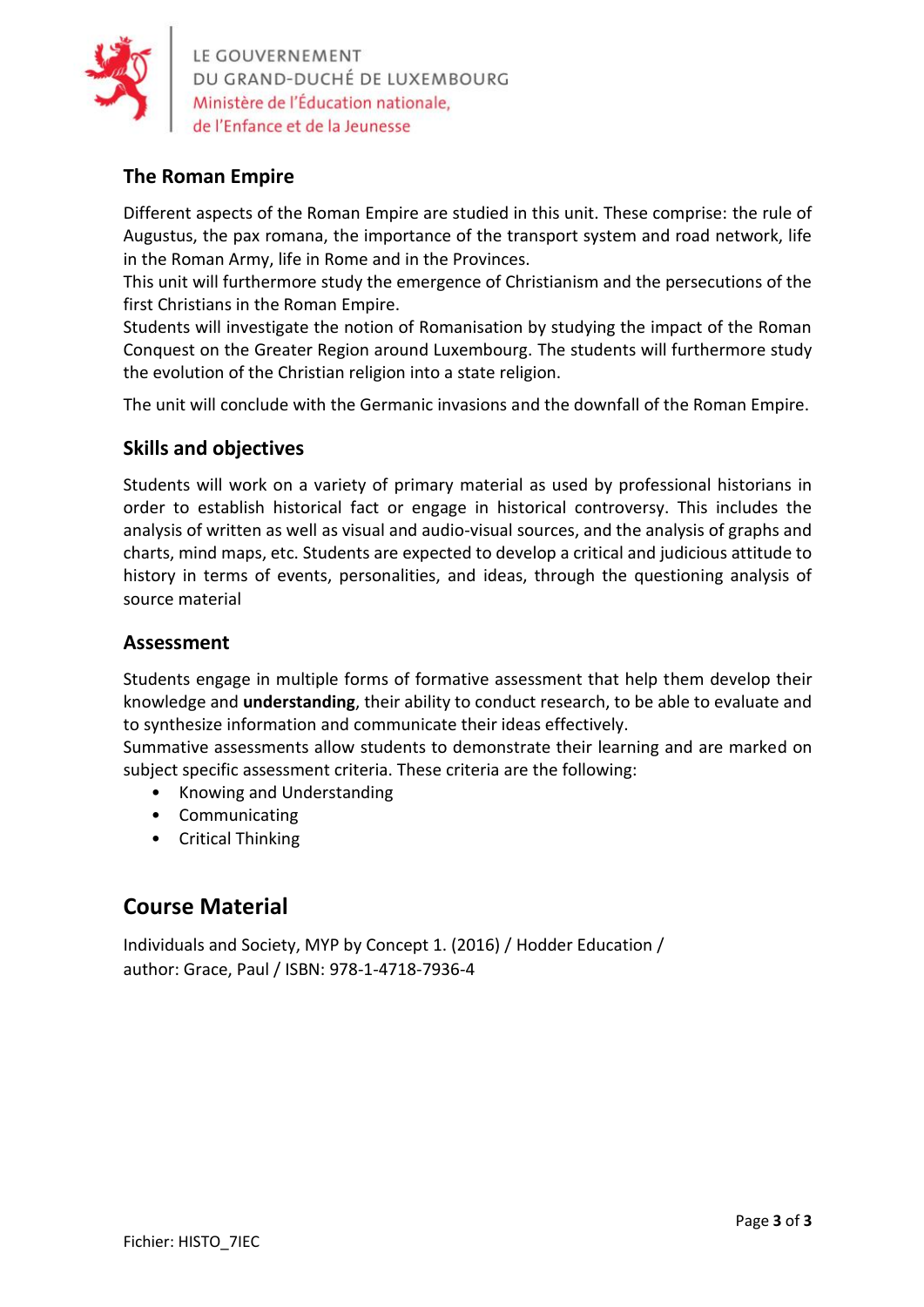## The Roman Empire

Different aspects of the Roman Empire are studied in this unit. These comprise: the rule of Augustus, the pax romana, the importance of the transport system and road network, life in the Roman Army, life in Rome and in the Provinces.
This unit will furthermore study the emergence of Christianism and the persecutions of the first Christians in the Roman Empire.
Students will investigate the notion of Romanisation by studying the impact of the Roman Conquest on the Greater Region around Luxembourg. The students will furthermore study the evolution of the Christian religion into a state religion.

The unit will conclude with the Germanic invasions and the downfall of the Roman Empire.

## Skills and objectives

Students will work on a variety of primary material as used by professional historians in order to establish historical fact or engage in historical controversy. This includes the analysis of written as well as visual and audio-visual sources, and the analysis of graphs and charts, mind maps, etc. Students are expected to develop a critical and judicious attitude to history in terms of events, personalities, and ideas, through the questioning analysis of source material

## Assessment

Students engage in multiple forms of formative assessment that help them develop their knowledge and **understanding**, their ability to conduct research, to be able to evaluate and to synthesize information and communicate their ideas effectively.
Summative assessments allow students to demonstrate their learning and are marked on subject specific assessment criteria. These criteria are the following:

- Knowing and Understanding
- Communicating
- Critical Thinking

# Course Material

Individuals and Society, MYP by Concept 1. (2016) / Hodder Education /
author: Grace, Paul / ISBN: 978-1-4718-7936-4

Fichier: HISTO_7IEC